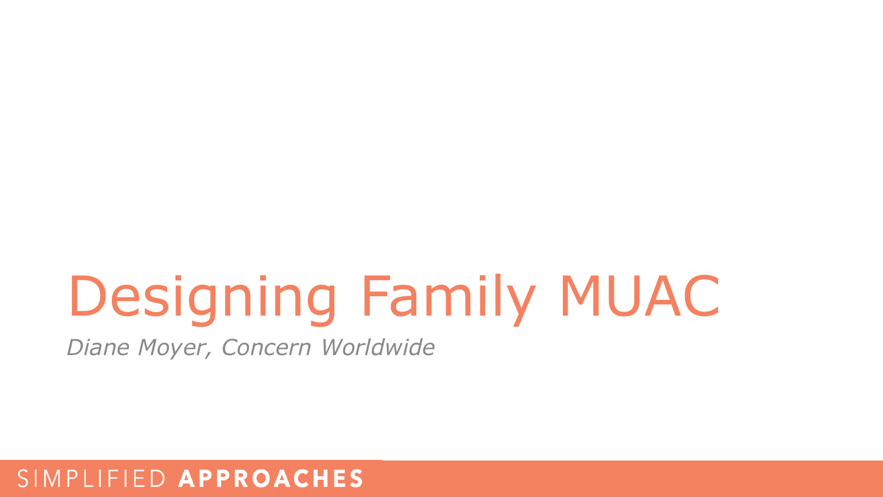# Designing Family MUAC

*Diane Moyer, Concern Worldwide*

SIMPLIFIED **APPROACHES**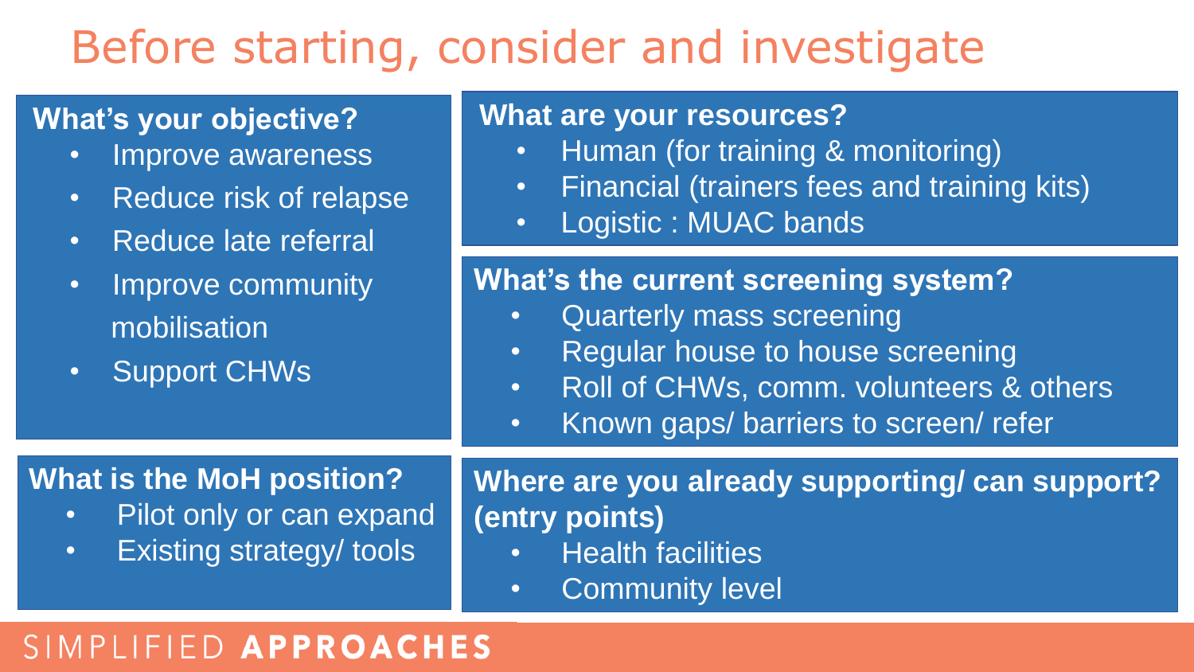# Before starting, consider and investigate

### What's your objective?

- Improve awareness
- Reduce risk of relapse
- Reduce late referral
- Improve community mobilisation
- Support CHWs

### What is the MoH position?

- Pilot only or can expand
- Existing strategy/ tools

### What are your resources?

- Human (for training & monitoring)
- Financial (trainers fees and training kits)
- Logistic : MUAC bands

### What's the current screening system?

- Quarterly mass screening
- Regular house to house screening
- Roll of CHWs, comm. volunteers & others
- Known gaps/ barriers to screen/ refer

### Where are you already supporting/ can support? (entry points)

- Health facilities
- Community level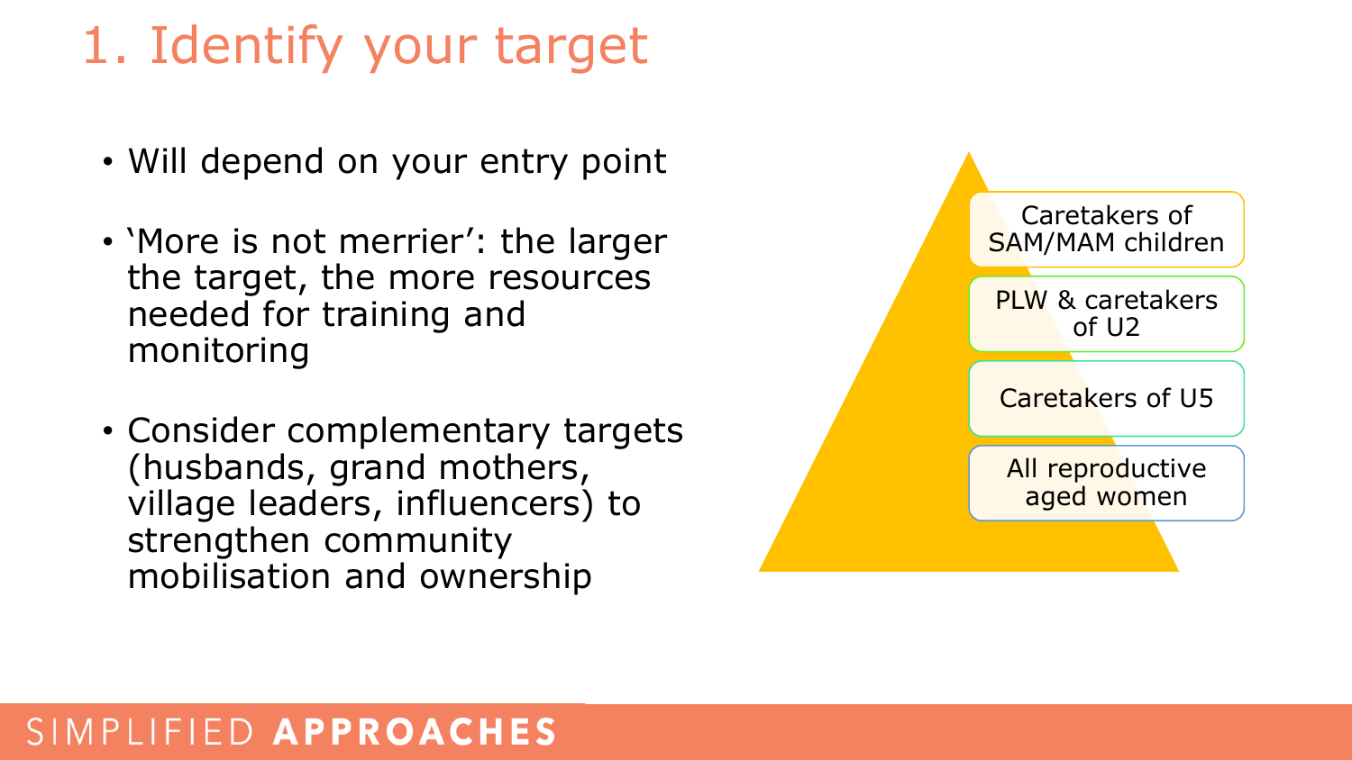# 1. Identify your target

- Will depend on your entry point
- 'More is not merrier': the larger the target, the more resources needed for training and monitoring
- Consider complementary targets (husbands, grand mothers, village leaders, influencers) to strengthen community mobilisation and ownership

- Caretakers of SAM/MAM children
- PLW & caretakers of U2
- Caretakers of U5
- All reproductive aged women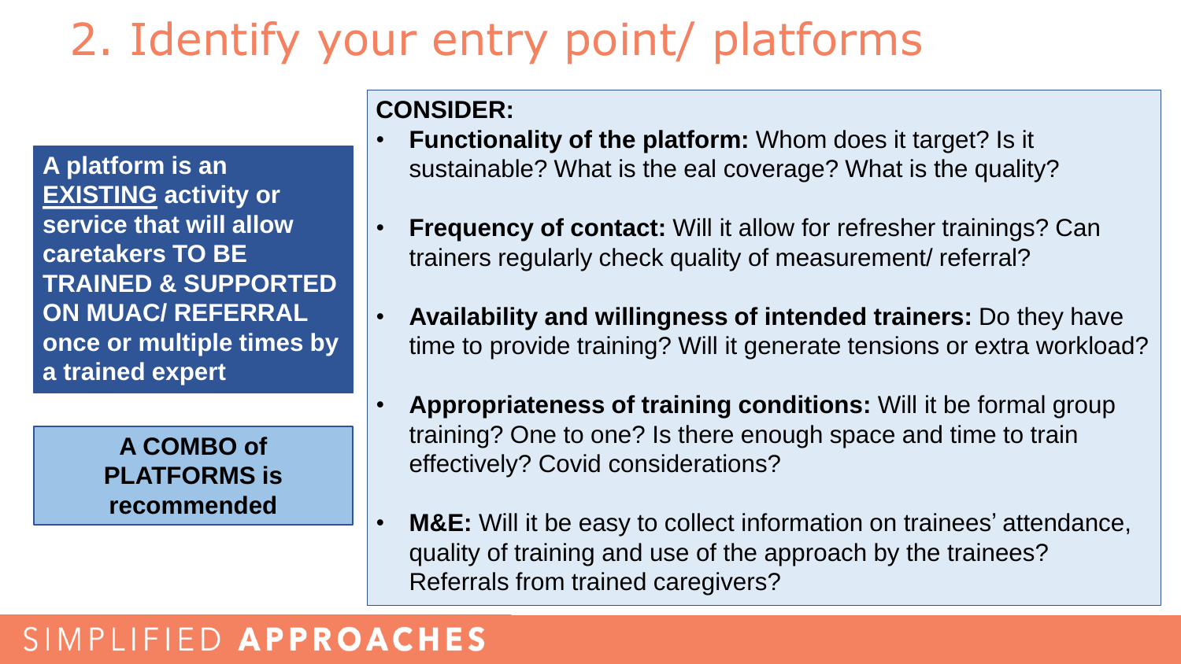# 2. Identify your entry point/ platforms

**A platform is an <u>EXISTING</u> activity or service that will allow caretakers TO BE TRAINED & SUPPORTED ON MUAC/ REFERRAL once or multiple times by a trained expert**

**A COMBO of PLATFORMS is recommended**

**CONSIDER:**

- **Functionality of the platform:** Whom does it target? Is it sustainable? What is the eal coverage? What is the quality?
- **Frequency of contact:** Will it allow for refresher trainings? Can trainers regularly check quality of measurement/ referral?
- **Availability and willingness of intended trainers:** Do they have time to provide training? Will it generate tensions or extra workload?
- **Appropriateness of training conditions:** Will it be formal group training? One to one? Is there enough space and time to train effectively? Covid considerations?
- **M&E:** Will it be easy to collect information on trainees' attendance, quality of training and use of the approach by the trainees? Referrals from trained caregivers?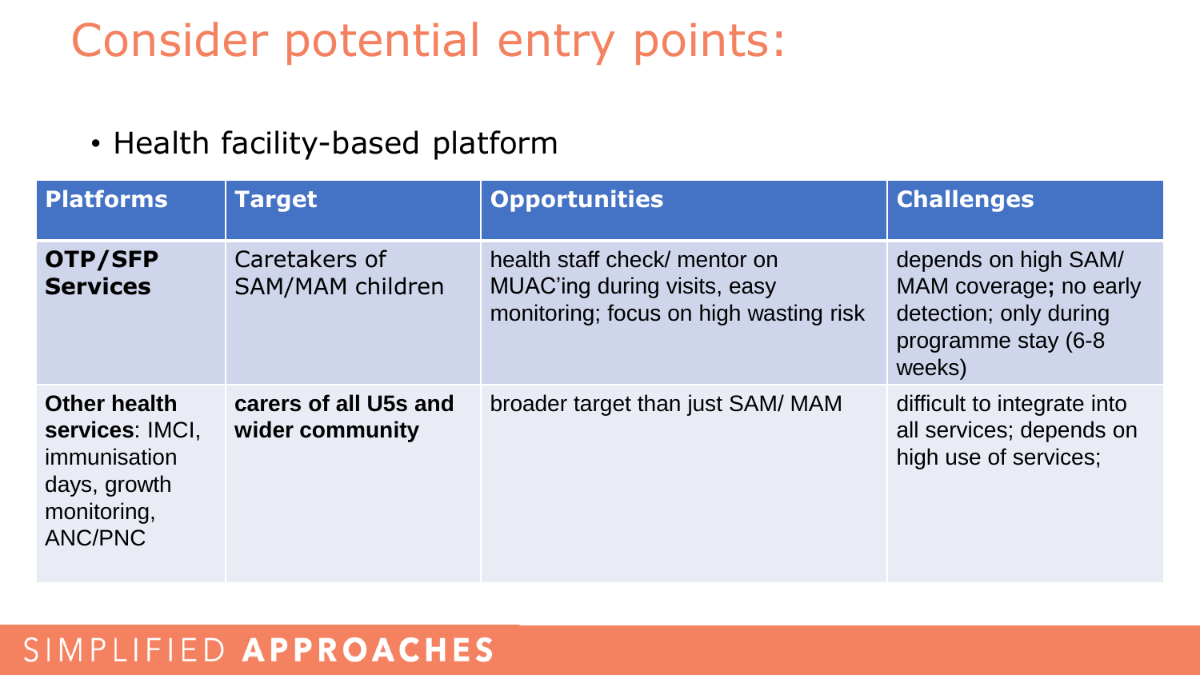# Consider potential entry points:

- Health facility-based platform

| Platforms | Target | Opportunities | Challenges |
| --- | --- | --- | --- |
| **OTP/SFP Services** | Caretakers of SAM/MAM children | health staff check/ mentor on MUAC'ing during visits, easy monitoring; focus on high wasting risk | depends on high SAM/ MAM coverage**;** no early detection; only during programme stay (6-8 weeks) |
| **Other health services**: IMCI, immunisation days, growth monitoring, ANC/PNC | **carers of all U5s and wider community** | broader target than just SAM/ MAM | difficult to integrate into all services; depends on high use of services; |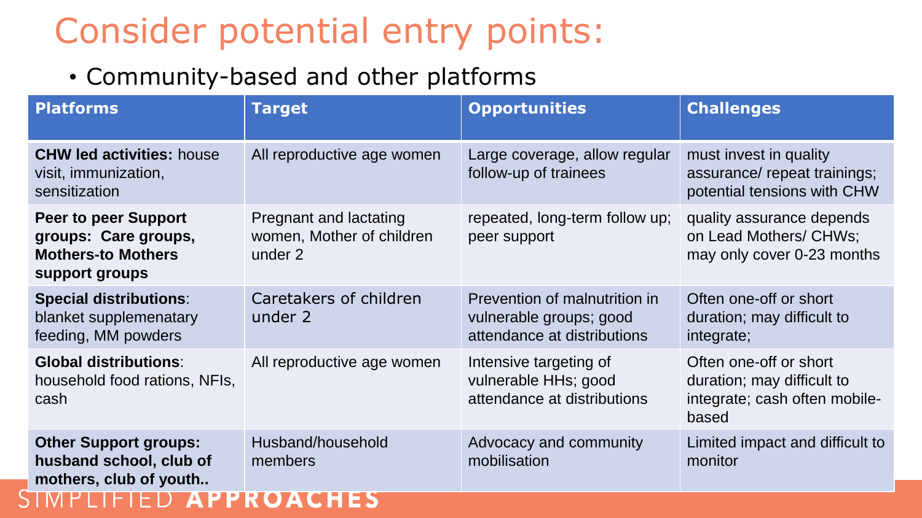# Consider potential entry points:

- Community-based and other platforms

| Platforms | Target | Opportunities | Challenges |
|---|---|---|---|
| **CHW led activities:** house visit, immunization, sensitization | All reproductive age women | Large coverage, allow regular follow-up of trainees | must invest in quality assurance/ repeat trainings; potential tensions with CHW |
| **Peer to peer Support groups: Care groups, Mothers-to Mothers support groups** | Pregnant and lactating women, Mother of children under 2 | repeated, long-term follow up; peer support | quality assurance depends on Lead Mothers/ CHWs; may only cover 0-23 months |
| **Special distributions**: blanket supplemenatary feeding, MM powders | Caretakers of children under 2 | Prevention of malnutrition in vulnerable groups; good attendance at distributions | Often one-off or short duration; may difficult to integrate; |
| **Global distributions**: household food rations, NFIs, cash | All reproductive age women | Intensive targeting of vulnerable HHs; good attendance at distributions | Often one-off or short duration; may difficult to integrate; cash often mobile-based |
| **Other Support groups: husband school, club of mothers, club of youth..** | Husband/household members | Advocacy and community mobilisation | Limited impact and difficult to monitor |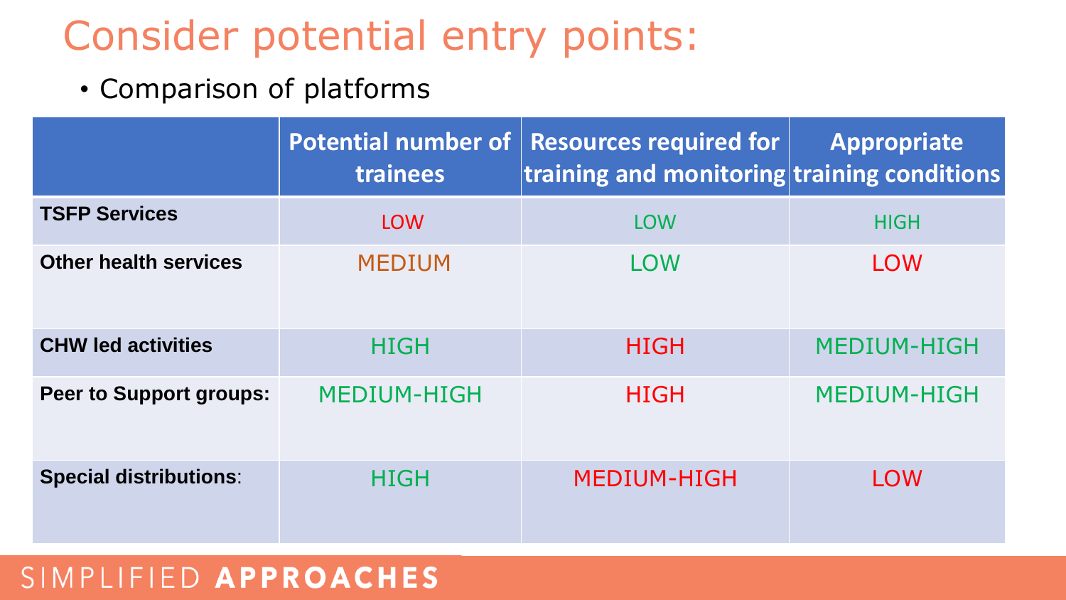# Consider potential entry points:

- Comparison of platforms

| | Potential number of trainees | Resources required for training and monitoring | Appropriate training conditions |
|---|---|---|---|
| **TSFP Services** | LOW | LOW | HIGH |
| **Other health services** | MEDIUM | LOW | LOW |
| **CHW led activities** | HIGH | HIGH | MEDIUM-HIGH |
| **Peer to Support groups:** | MEDIUM-HIGH | HIGH | MEDIUM-HIGH |
| **Special distributions**: | HIGH | MEDIUM-HIGH | LOW |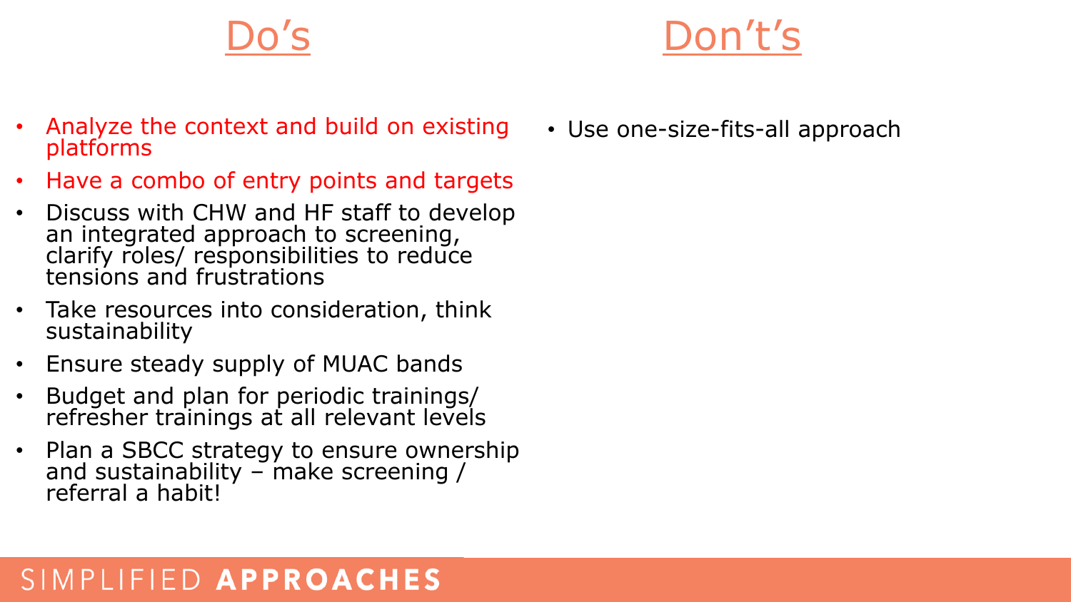## Do's

- Analyze the context and build on existing platforms
- Have a combo of entry points and targets
- Discuss with CHW and HF staff to develop an integrated approach to screening, clarify roles/ responsibilities to reduce tensions and frustrations
- Take resources into consideration, think sustainability
- Ensure steady supply of MUAC bands
- Budget and plan for periodic trainings/ refresher trainings at all relevant levels
- Plan a SBCC strategy to ensure ownership and sustainability – make screening / referral a habit!

## Don't's

- Use one-size-fits-all approach

SIMPLIFIED **APPROACHES**